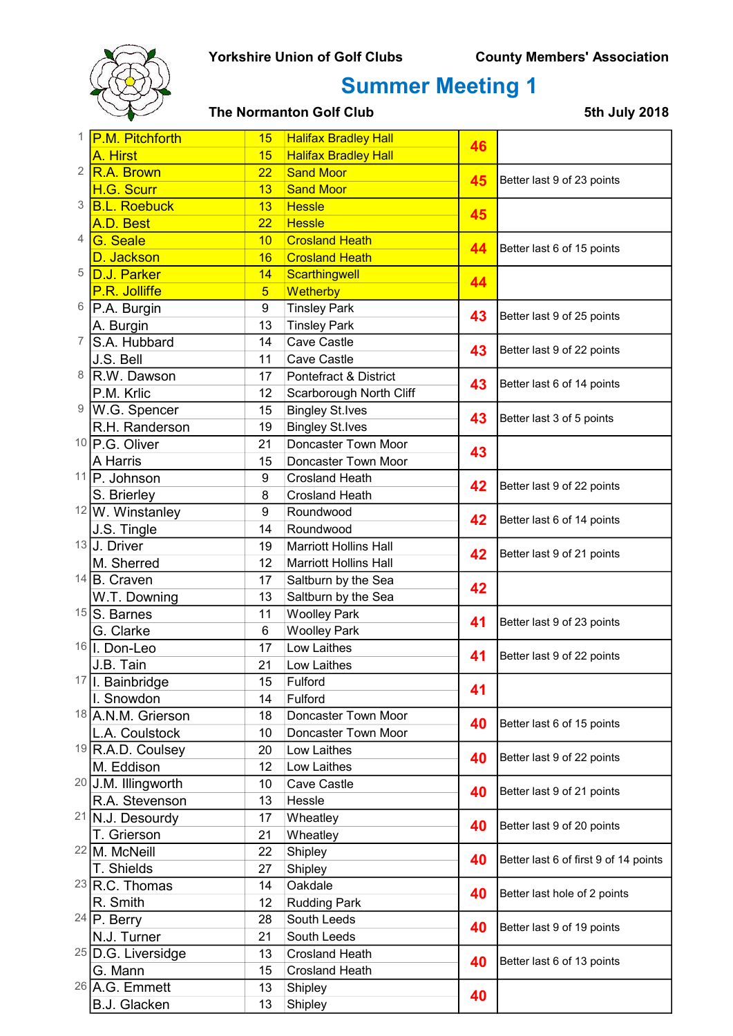Yorkshire Union of Golf Clubs    County Members' Association

# Summer Meeting 1

**The Normanton Golf Club**    **5th July 2018**

| | | | | | |
|---|---|---|---|---|---|
| 1 | P.M. Pitchforth | 15 | Halifax Bradley Hall | 46 | |
| | A. Hirst | 15 | Halifax Bradley Hall | | |
| 2 | R.A. Brown | 22 | Sand Moor | 45 | Better last 9 of 23 points |
| | H.G. Scurr | 13 | Sand Moor | | |
| 3 | B.L. Roebuck | 13 | Hessle | 45 | |
| | A.D. Best | 22 | Hessle | | |
| 4 | G. Seale | 10 | Crosland Heath | 44 | Better last 6 of 15 points |
| | D. Jackson | 16 | Crosland Heath | | |
| 5 | D.J. Parker | 14 | Scarthingwell | 44 | |
| | P.R. Jolliffe | 5 | Wetherby | | |
| 6 | P.A. Burgin | 9 | Tinsley Park | 43 | Better last 9 of 25 points |
| | A. Burgin | 13 | Tinsley Park | | |
| 7 | S.A. Hubbard | 14 | Cave Castle | 43 | Better last 9 of 22 points |
| | J.S. Bell | 11 | Cave Castle | | |
| 8 | R.W. Dawson | 17 | Pontefract & District | 43 | Better last 6 of 14 points |
| | P.M. Krlic | 12 | Scarborough North Cliff | | |
| 9 | W.G. Spencer | 15 | Bingley St.Ives | 43 | Better last 3 of 5 points |
| | R.H. Randerson | 19 | Bingley St.Ives | | |
| 10 | P.G. Oliver | 21 | Doncaster Town Moor | 43 | |
| | A Harris | 15 | Doncaster Town Moor | | |
| 11 | P. Johnson | 9 | Crosland Heath | 42 | Better last 9 of 22 points |
| | S. Brierley | 8 | Crosland Heath | | |
| 12 | W. Winstanley | 9 | Roundwood | 42 | Better last 6 of 14 points |
| | J.S. Tingle | 14 | Roundwood | | |
| 13 | J. Driver | 19 | Marriott Hollins Hall | 42 | Better last 9 of 21 points |
| | M. Sherred | 12 | Marriott Hollins Hall | | |
| 14 | B. Craven | 17 | Saltburn by the Sea | 42 | |
| | W.T. Downing | 13 | Saltburn by the Sea | | |
| 15 | S. Barnes | 11 | Woolley Park | 41 | Better last 9 of 23 points |
| | G. Clarke | 6 | Woolley Park | | |
| 16 | I. Don-Leo | 17 | Low Laithes | 41 | Better last 9 of 22 points |
| | J.B. Tain | 21 | Low Laithes | | |
| 17 | I. Bainbridge | 15 | Fulford | 41 | |
| | I. Snowdon | 14 | Fulford | | |
| 18 | A.N.M. Grierson | 18 | Doncaster Town Moor | 40 | Better last 6 of 15 points |
| | L.A. Coulstock | 10 | Doncaster Town Moor | | |
| 19 | R.A.D. Coulsey | 20 | Low Laithes | 40 | Better last 9 of 22 points |
| | M. Eddison | 12 | Low Laithes | | |
| 20 | J.M. Illingworth | 10 | Cave Castle | 40 | Better last 9 of 21 points |
| | R.A. Stevenson | 13 | Hessle | | |
| 21 | N.J. Desourdy | 17 | Wheatley | 40 | Better last 9 of 20 points |
| | T. Grierson | 21 | Wheatley | | |
| 22 | M. McNeill | 22 | Shipley | 40 | Better last 6 of first 9 of 14 points |
| | T. Shields | 27 | Shipley | | |
| 23 | R.C. Thomas | 14 | Oakdale | 40 | Better last hole of 2 points |
| | R. Smith | 12 | Rudding Park | | |
| 24 | P. Berry | 28 | South Leeds | 40 | Better last 9 of 19 points |
| | N.J. Turner | 21 | South Leeds | | |
| 25 | D.G. Liversidge | 13 | Crosland Heath | 40 | Better last 6 of 13 points |
| | G. Mann | 15 | Crosland Heath | | |
| 26 | A.G. Emmett | 13 | Shipley | 40 | |
| | B.J. Glacken | 13 | Shipley | | |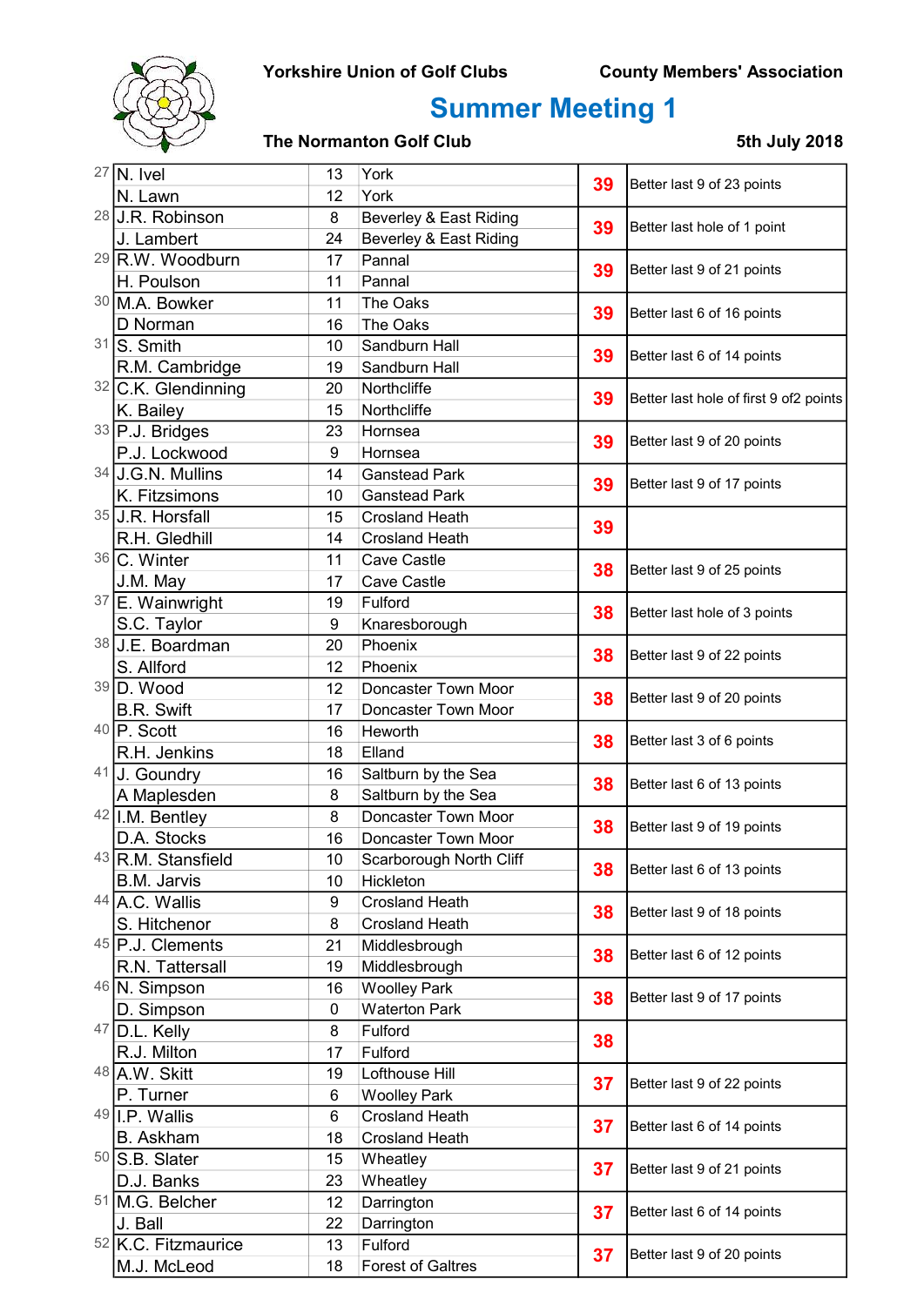Yorkshire Union of Golf Clubs — County Members' Association

# Summer Meeting 1

**The Normanton Golf Club** — **5th July 2018**

| | | | | | |
|---|---|---|---|---|---|
| 27 | N. Ivel | 13 | York | 39 | Better last 9 of 23 points |
| | N. Lawn | 12 | York | | |
| 28 | J.R. Robinson | 8 | Beverley & East Riding | 39 | Better last hole of 1 point |
| | J. Lambert | 24 | Beverley & East Riding | | |
| 29 | R.W. Woodburn | 17 | Pannal | 39 | Better last 9 of 21 points |
| | H. Poulson | 11 | Pannal | | |
| 30 | M.A. Bowker | 11 | The Oaks | 39 | Better last 6 of 16 points |
| | D Norman | 16 | The Oaks | | |
| 31 | S. Smith | 10 | Sandburn Hall | 39 | Better last 6 of 14 points |
| | R.M. Cambridge | 19 | Sandburn Hall | | |
| 32 | C.K. Glendinning | 20 | Northcliffe | 39 | Better last hole of first 9 of2 points |
| | K. Bailey | 15 | Northcliffe | | |
| 33 | P.J. Bridges | 23 | Hornsea | 39 | Better last 9 of 20 points |
| | P.J. Lockwood | 9 | Hornsea | | |
| 34 | J.G.N. Mullins | 14 | Ganstead Park | 39 | Better last 9 of 17 points |
| | K. Fitzsimons | 10 | Ganstead Park | | |
| 35 | J.R. Horsfall | 15 | Crosland Heath | 39 | |
| | R.H. Gledhill | 14 | Crosland Heath | | |
| 36 | C. Winter | 11 | Cave Castle | 38 | Better last 9 of 25 points |
| | J.M. May | 17 | Cave Castle | | |
| 37 | E. Wainwright | 19 | Fulford | 38 | Better last hole of 3 points |
| | S.C. Taylor | 9 | Knaresborough | | |
| 38 | J.E. Boardman | 20 | Phoenix | 38 | Better last 9 of 22 points |
| | S. Allford | 12 | Phoenix | | |
| 39 | D. Wood | 12 | Doncaster Town Moor | 38 | Better last 9 of 20 points |
| | B.R. Swift | 17 | Doncaster Town Moor | | |
| 40 | P. Scott | 16 | Heworth | 38 | Better last 3 of 6 points |
| | R.H. Jenkins | 18 | Elland | | |
| 41 | J. Goundry | 16 | Saltburn by the Sea | 38 | Better last 6 of 13 points |
| | A Maplesden | 8 | Saltburn by the Sea | | |
| 42 | I.M. Bentley | 8 | Doncaster Town Moor | 38 | Better last 9 of 19 points |
| | D.A. Stocks | 16 | Doncaster Town Moor | | |
| 43 | R.M. Stansfield | 10 | Scarborough North Cliff | 38 | Better last 6 of 13 points |
| | B.M. Jarvis | 10 | Hickleton | | |
| 44 | A.C. Wallis | 9 | Crosland Heath | 38 | Better last 9 of 18 points |
| | S. Hitchenor | 8 | Crosland Heath | | |
| 45 | P.J. Clements | 21 | Middlesbrough | 38 | Better last 6 of 12 points |
| | R.N. Tattersall | 19 | Middlesbrough | | |
| 46 | N. Simpson | 16 | Woolley Park | 38 | Better last 9 of 17 points |
| | D. Simpson | 0 | Waterton Park | | |
| 47 | D.L. Kelly | 8 | Fulford | 38 | |
| | R.J. Milton | 17 | Fulford | | |
| 48 | A.W. Skitt | 19 | Lofthouse Hill | 37 | Better last 9 of 22 points |
| | P. Turner | 6 | Woolley Park | | |
| 49 | I.P. Wallis | 6 | Crosland Heath | 37 | Better last 6 of 14 points |
| | B. Askham | 18 | Crosland Heath | | |
| 50 | S.B. Slater | 15 | Wheatley | 37 | Better last 9 of 21 points |
| | D.J. Banks | 23 | Wheatley | | |
| 51 | M.G. Belcher | 12 | Darrington | 37 | Better last 6 of 14 points |
| | J. Ball | 22 | Darrington | | |
| 52 | K.C. Fitzmaurice | 13 | Fulford | 37 | Better last 9 of 20 points |
| | M.J. McLeod | 18 | Forest of Galtres | | |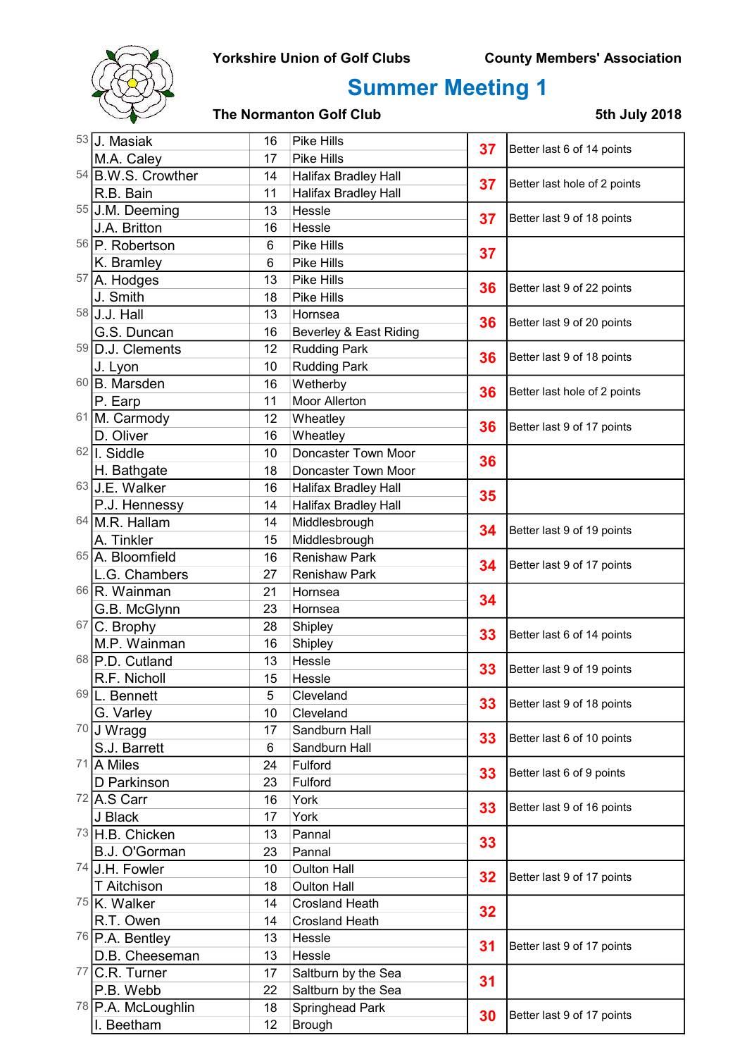Yorkshire Union of Golf Clubs — County Members' Association

# Summer Meeting 1

**The Normanton Golf Club** — **5th July 2018**

| | | | | | |
|---|---|---|---|---|---|
| 53 | J. Masiak | 16 | Pike Hills | 37 | Better last 6 of 14 points |
| | M.A. Caley | 17 | Pike Hills | | |
| 54 | B.W.S. Crowther | 14 | Halifax Bradley Hall | 37 | Better last hole of 2 points |
| | R.B. Bain | 11 | Halifax Bradley Hall | | |
| 55 | J.M. Deeming | 13 | Hessle | 37 | Better last 9 of 18 points |
| | J.A. Britton | 16 | Hessle | | |
| 56 | P. Robertson | 6 | Pike Hills | 37 | |
| | K. Bramley | 6 | Pike Hills | | |
| 57 | A. Hodges | 13 | Pike Hills | 36 | Better last 9 of 22 points |
| | J. Smith | 18 | Pike Hills | | |
| 58 | J.J. Hall | 13 | Hornsea | 36 | Better last 9 of 20 points |
| | G.S. Duncan | 16 | Beverley & East Riding | | |
| 59 | D.J. Clements | 12 | Rudding Park | 36 | Better last 9 of 18 points |
| | J. Lyon | 10 | Rudding Park | | |
| 60 | B. Marsden | 16 | Wetherby | 36 | Better last hole of 2 points |
| | P. Earp | 11 | Moor Allerton | | |
| 61 | M. Carmody | 12 | Wheatley | 36 | Better last 9 of 17 points |
| | D. Oliver | 16 | Wheatley | | |
| 62 | I. Siddle | 10 | Doncaster Town Moor | 36 | |
| | H. Bathgate | 18 | Doncaster Town Moor | | |
| 63 | J.E. Walker | 16 | Halifax Bradley Hall | 35 | |
| | P.J. Hennessy | 14 | Halifax Bradley Hall | | |
| 64 | M.R. Hallam | 14 | Middlesbrough | 34 | Better last 9 of 19 points |
| | A. Tinkler | 15 | Middlesbrough | | |
| 65 | A. Bloomfield | 16 | Renishaw Park | 34 | Better last 9 of 17 points |
| | L.G. Chambers | 27 | Renishaw Park | | |
| 66 | R. Wainman | 21 | Hornsea | 34 | |
| | G.B. McGlynn | 23 | Hornsea | | |
| 67 | C. Brophy | 28 | Shipley | 33 | Better last 6 of 14 points |
| | M.P. Wainman | 16 | Shipley | | |
| 68 | P.D. Cutland | 13 | Hessle | 33 | Better last 9 of 19 points |
| | R.F. Nicholl | 15 | Hessle | | |
| 69 | L. Bennett | 5 | Cleveland | 33 | Better last 9 of 18 points |
| | G. Varley | 10 | Cleveland | | |
| 70 | J Wragg | 17 | Sandburn Hall | 33 | Better last 6 of 10 points |
| | S.J. Barrett | 6 | Sandburn Hall | | |
| 71 | A Miles | 24 | Fulford | 33 | Better last 6 of 9 points |
| | D Parkinson | 23 | Fulford | | |
| 72 | A.S Carr | 16 | York | 33 | Better last 9 of 16 points |
| | J Black | 17 | York | | |
| 73 | H.B. Chicken | 13 | Pannal | 33 | |
| | B.J. O'Gorman | 23 | Pannal | | |
| 74 | J.H. Fowler | 10 | Oulton Hall | 32 | Better last 9 of 17 points |
| | T Aitchison | 18 | Oulton Hall | | |
| 75 | K. Walker | 14 | Crosland Heath | 32 | |
| | R.T. Owen | 14 | Crosland Heath | | |
| 76 | P.A. Bentley | 13 | Hessle | 31 | Better last 9 of 17 points |
| | D.B. Cheeseman | 13 | Hessle | | |
| 77 | C.R. Turner | 17 | Saltburn by the Sea | 31 | |
| | P.B. Webb | 22 | Saltburn by the Sea | | |
| 78 | P.A. McLoughlin | 18 | Springhead Park | 30 | Better last 9 of 17 points |
| | I. Beetham | 12 | Brough | | |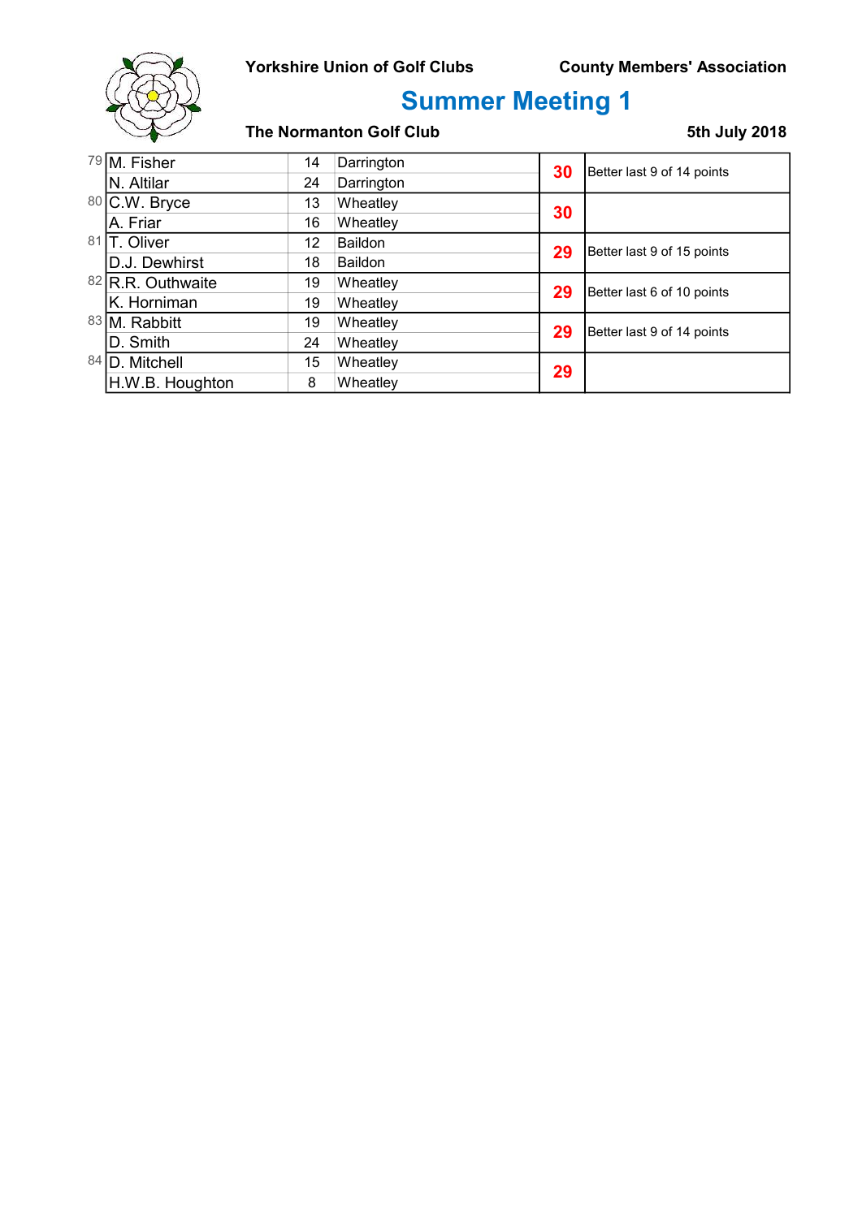Yorkshire Union of Golf Clubs — County Members' Association

# Summer Meeting 1

**The Normanton Golf Club** — **5th July 2018**

| | | | | | |
|---|---|---|---|---|---|
| 79 | M. Fisher | 14 | Darrington | 30 | Better last 9 of 14 points |
| | N. Altilar | 24 | Darrington | | |
| 80 | C.W. Bryce | 13 | Wheatley | 30 | |
| | A. Friar | 16 | Wheatley | | |
| 81 | T. Oliver | 12 | Baildon | 29 | Better last 9 of 15 points |
| | D.J. Dewhirst | 18 | Baildon | | |
| 82 | R.R. Outhwaite | 19 | Wheatley | 29 | Better last 6 of 10 points |
| | K. Horniman | 19 | Wheatley | | |
| 83 | M. Rabbitt | 19 | Wheatley | 29 | Better last 9 of 14 points |
| | D. Smith | 24 | Wheatley | | |
| 84 | D. Mitchell | 15 | Wheatley | 29 | |
| | H.W.B. Houghton | 8 | Wheatley | | |